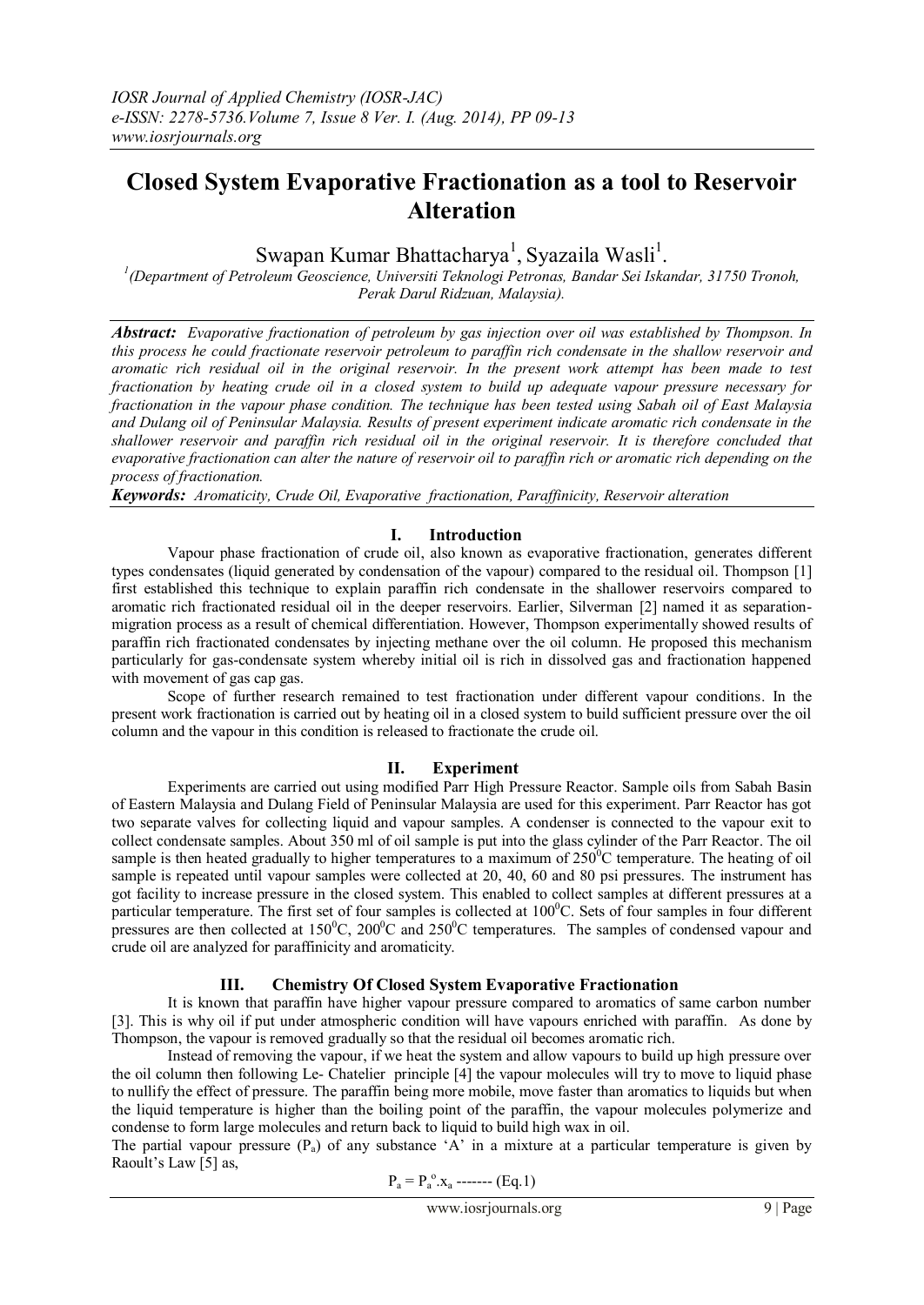# Closed System Evaporative Fractionation as a tool to Reservoir Alteration

Swapan Kumar Bhattacharya[1], Syazaila Wasli[1].

[1](Department of Petroleum Geoscience, Universiti Teknologi Petronas, Bandar Sei Iskandar, 31750 Tronoh, Perak Darul Ridzuan, Malaysia).

***Abstract:*** *Evaporative fractionation of petroleum by gas injection over oil was established by Thompson. In this process he could fractionate reservoir petroleum to paraffin rich condensate in the shallow reservoir and aromatic rich residual oil in the original reservoir. In the present work attempt has been made to test fractionation by heating crude oil in a closed system to build up adequate vapour pressure necessary for fractionation in the vapour phase condition. The technique has been tested using Sabah oil of East Malaysia and Dulang oil of Peninsular Malaysia. Results of present experiment indicate aromatic rich condensate in the shallower reservoir and paraffin rich residual oil in the original reservoir. It is therefore concluded that evaporative fractionation can alter the nature of reservoir oil to paraffin rich or aromatic rich depending on the process of fractionation.*

***Keywords:*** *Aromaticity, Crude Oil, Evaporative fractionation, Paraffinicity, Reservoir alteration*

## I. Introduction

Vapour phase fractionation of crude oil, also known as evaporative fractionation, generates different types condensates (liquid generated by condensation of the vapour) compared to the residual oil. Thompson [1] first established this technique to explain paraffin rich condensate in the shallower reservoirs compared to aromatic rich fractionated residual oil in the deeper reservoirs. Earlier, Silverman [2] named it as separation-migration process as a result of chemical differentiation. However, Thompson experimentally showed results of paraffin rich fractionated condensates by injecting methane over the oil column. He proposed this mechanism particularly for gas-condensate system whereby initial oil is rich in dissolved gas and fractionation happened with movement of gas cap gas.

Scope of further research remained to test fractionation under different vapour conditions. In the present work fractionation is carried out by heating oil in a closed system to build sufficient pressure over the oil column and the vapour in this condition is released to fractionate the crude oil.

## II. Experiment

Experiments are carried out using modified Parr High Pressure Reactor. Sample oils from Sabah Basin of Eastern Malaysia and Dulang Field of Peninsular Malaysia are used for this experiment. Parr Reactor has got two separate valves for collecting liquid and vapour samples. A condenser is connected to the vapour exit to collect condensate samples. About 350 ml of oil sample is put into the glass cylinder of the Parr Reactor. The oil sample is then heated gradually to higher temperatures to a maximum of $250^0$C temperature. The heating of oil sample is repeated until vapour samples were collected at 20, 40, 60 and 80 psi pressures. The instrument has got facility to increase pressure in the closed system. This enabled to collect samples at different pressures at a particular temperature. The first set of four samples is collected at $100^0$C. Sets of four samples in four different pressures are then collected at $150^0$C, $200^0$C and $250^0$C temperatures. The samples of condensed vapour and crude oil are analyzed for paraffinicity and aromaticity.

## III. Chemistry Of Closed System Evaporative Fractionation

It is known that paraffin have higher vapour pressure compared to aromatics of same carbon number [3]. This is why oil if put under atmospheric condition will have vapours enriched with paraffin. As done by Thompson, the vapour is removed gradually so that the residual oil becomes aromatic rich.

Instead of removing the vapour, if we heat the system and allow vapours to build up high pressure over the oil column then following Le- Chatelier principle [4] the vapour molecules will try to move to liquid phase to nullify the effect of pressure. The paraffin being more mobile, move faster than aromatics to liquids but when the liquid temperature is higher than the boiling point of the paraffin, the vapour molecules polymerize and condense to form large molecules and return back to liquid to build high wax in oil.

The partial vapour pressure ($P_a$) of any substance 'A' in a mixture at a particular temperature is given by Raoult's Law [5] as,

$$P_a = P_a^o . x_a \text{ ------- (Eq.1)}$$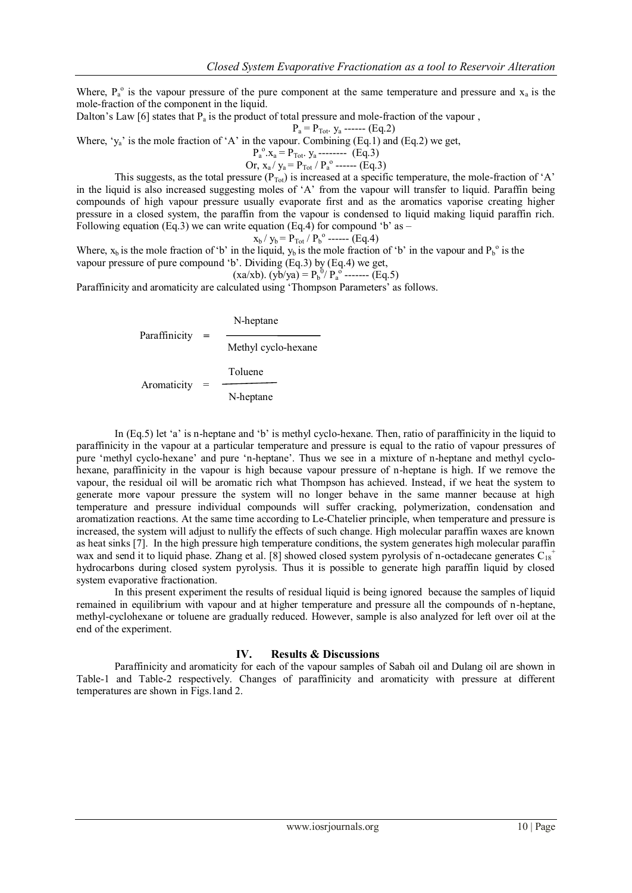Where, $P_a^o$ is the vapour pressure of the pure component at the same temperature and pressure and $x_a$ is the mole-fraction of the component in the liquid.

Dalton's Law [6] states that $P_a$ is the product of total pressure and mole-fraction of the vapour ,

$$P_a = P_{Tot}.\ y_a \text{ ------ (Eq.2)}$$

Where, '$y_a$' is the mole fraction of 'A' in the vapour. Combining (Eq.1) and (Eq.2) we get,

$$P_a^o.x_a = P_{Tot}.\ y_a \text{ -------- (Eq.3)}$$

$$\text{Or, } x_a / y_a = P_{Tot} / P_a^o \text{ ------ (Eq.3)}$$

This suggests, as the total pressure ($P_{Tot}$) is increased at a specific temperature, the mole-fraction of 'A' in the liquid is also increased suggesting moles of 'A' from the vapour will transfer to liquid. Paraffin being compounds of high vapour pressure usually evaporate first and as the aromatics vaporise creating higher pressure in a closed system, the paraffin from the vapour is condensed to liquid making liquid paraffin rich. Following equation (Eq.3) we can write equation (Eq.4) for compound 'b' as –

$$x_b / y_b = P_{Tot} / P_b^o \text{ ------ (Eq.4)}$$

Where, $x_b$ is the mole fraction of 'b' in the liquid, $y_b$ is the mole fraction of 'b' in the vapour and $P_b^o$ is the vapour pressure of pure compound 'b'. Dividing (Eq.3) by (Eq.4) we get,

$$(xa/xb).\ (yb/ya) = P_b^0 / P_a^o \text{ ------- (Eq.5)}$$

Paraffinicity and aromaticity are calculated using 'Thompson Parameters' as follows.

$$\text{Paraffinicity} = \frac{\text{N-heptane}}{\text{Methyl cyclo-hexane}}$$

$$\text{Aromaticity} = \frac{\text{Toluene}}{\text{N-heptane}}$$

In (Eq.5) let 'a' is n-heptane and 'b' is methyl cyclo-hexane. Then, ratio of paraffinicity in the liquid to paraffinicity in the vapour at a particular temperature and pressure is equal to the ratio of vapour pressures of pure 'methyl cyclo-hexane' and pure 'n-heptane'. Thus we see in a mixture of n-heptane and methyl cyclo-hexane, paraffinicity in the vapour is high because vapour pressure of n-heptane is high. If we remove the vapour, the residual oil will be aromatic rich what Thompson has achieved. Instead, if we heat the system to generate more vapour pressure the system will no longer behave in the same manner because at high temperature and pressure individual compounds will suffer cracking, polymerization, condensation and aromatization reactions. At the same time according to Le-Chatelier principle, when temperature and pressure is increased, the system will adjust to nullify the effects of such change. High molecular paraffin waxes are known as heat sinks [7]. In the high pressure high temperature conditions, the system generates high molecular paraffin wax and send it to liquid phase. Zhang et al. [8] showed closed system pyrolysis of n-octadecane generates $C_{18}^+$ hydrocarbons during closed system pyrolysis. Thus it is possible to generate high paraffin liquid by closed system evaporative fractionation.

In this present experiment the results of residual liquid is being ignored because the samples of liquid remained in equilibrium with vapour and at higher temperature and pressure all the compounds of n-heptane, methyl-cyclohexane or toluene are gradually reduced. However, sample is also analyzed for left over oil at the end of the experiment.

## IV. Results & Discussions

Paraffinicity and aromaticity for each of the vapour samples of Sabah oil and Dulang oil are shown in Table-1 and Table-2 respectively. Changes of paraffinicity and aromaticity with pressure at different temperatures are shown in Figs.1and 2.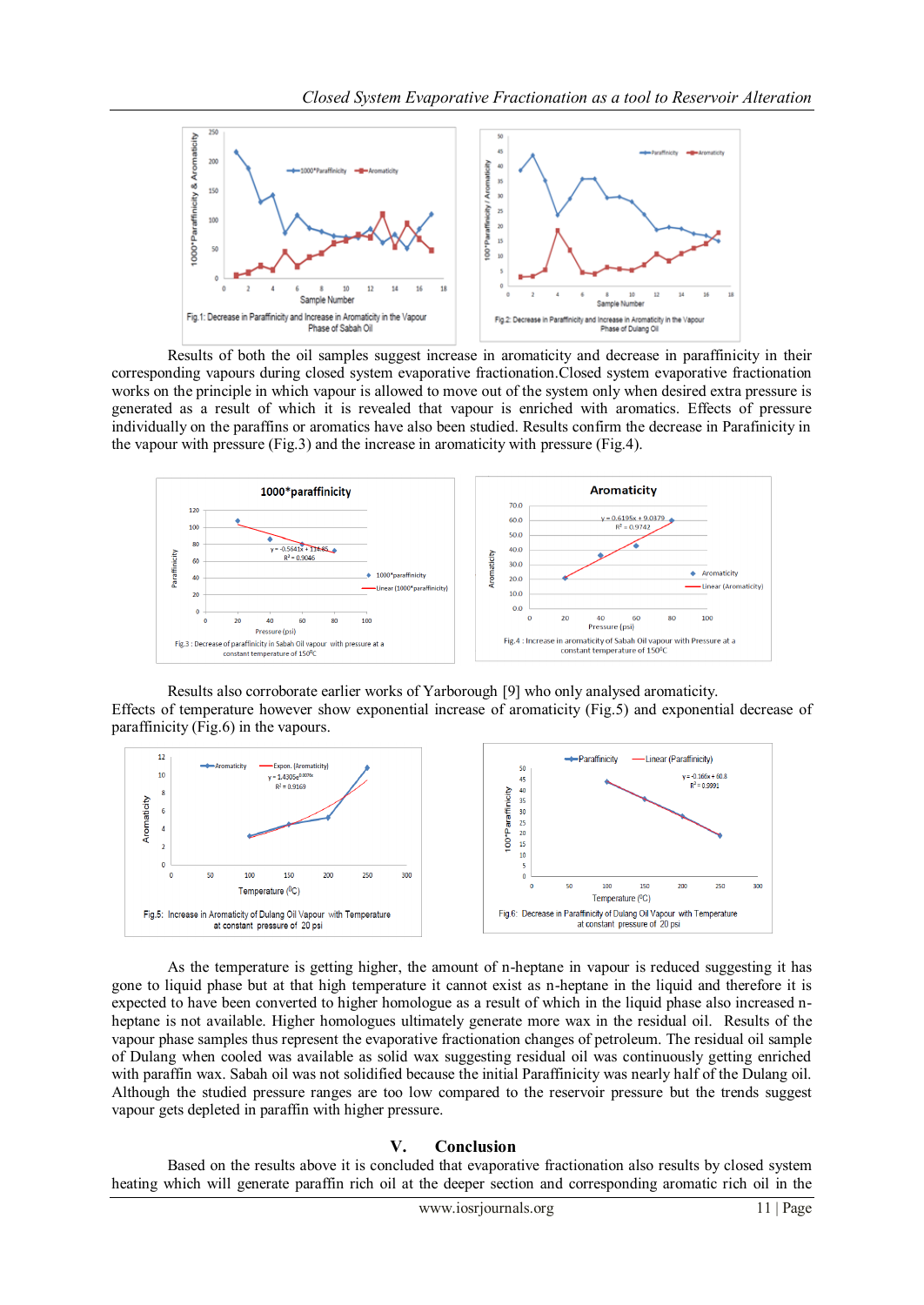Fig.1: Decrease in Paraffinicity and Increase in Aromaticity in the Vapour Phase of Sabah Oil

Fig.2: Decrease in Paraffinicity and Increase in Aromaticity in the Vapour Phase of Dulang Oil

Results of both the oil samples suggest increase in aromaticity and decrease in paraffinicity in their corresponding vapours during closed system evaporative fractionation.Closed system evaporative fractionation works on the principle in which vapour is allowed to move out of the system only when desired extra pressure is generated as a result of which it is revealed that vapour is enriched with aromatics. Effects of pressure individually on the paraffins or aromatics have also been studied. Results confirm the decrease in Parafinicity in the vapour with pressure (Fig.3) and the increase in aromaticity with pressure (Fig.4).

Fig.3 : Decrease of paraffinicity in Sabah Oil vapour with pressure at a constant temperature of 150$^0$C

Fig.4 : Increase in aromaticity of Sabah Oil vapour with Pressure at a constant temperature of 150$^0$C

Results also corroborate earlier works of Yarborough [9] who only analysed aromaticity.

Effects of temperature however show exponential increase of aromaticity (Fig.5) and exponential decrease of paraffinicity (Fig.6) in the vapours.

Fig.5: Increase in Aromaticity of Dulang Oil Vapour with Temperature at constant pressure of 20 psi

Fig.6: Decrease in Paraffinicity of Dulang Oil Vapour with Temperature at constant pressure of 20 psi

As the temperature is getting higher, the amount of n-heptane in vapour is reduced suggesting it has gone to liquid phase but at that high temperature it cannot exist as n-heptane in the liquid and therefore it is expected to have been converted to higher homologue as a result of which in the liquid phase also increased n-heptane is not available. Higher homologues ultimately generate more wax in the residual oil. Results of the vapour phase samples thus represent the evaporative fractionation changes of petroleum. The residual oil sample of Dulang when cooled was available as solid wax suggesting residual oil was continuously getting enriched with paraffin wax. Sabah oil was not solidified because the initial Paraffinicity was nearly half of the Dulang oil. Although the studied pressure ranges are too low compared to the reservoir pressure but the trends suggest vapour gets depleted in paraffin with higher pressure.

## V. Conclusion

Based on the results above it is concluded that evaporative fractionation also results by closed system heating which will generate paraffin rich oil at the deeper section and corresponding aromatic rich oil in the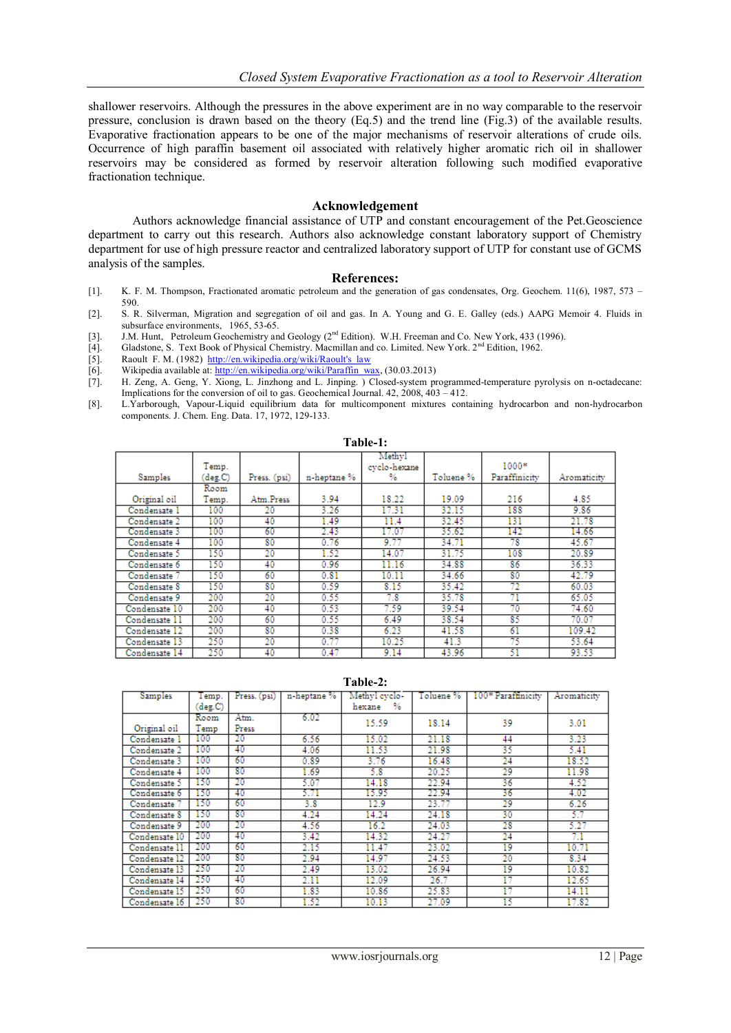shallower reservoirs. Although the pressures in the above experiment are in no way comparable to the reservoir pressure, conclusion is drawn based on the theory (Eq.5) and the trend line (Fig.3) of the available results. Evaporative fractionation appears to be one of the major mechanisms of reservoir alterations of crude oils. Occurrence of high paraffin basement oil associated with relatively higher aromatic rich oil in shallower reservoirs may be considered as formed by reservoir alteration following such modified evaporative fractionation technique.

## Acknowledgement

Authors acknowledge financial assistance of UTP and constant encouragement of the Pet.Geoscience department to carry out this research. Authors also acknowledge constant laboratory support of Chemistry department for use of high pressure reactor and centralized laboratory support of UTP for constant use of GCMS analysis of the samples.

## References:

[1]. K. F. M. Thompson, Fractionated aromatic petroleum and the generation of gas condensates, Org. Geochem. 11(6), 1987, 573 – 590.

[2]. S. R. Silverman, Migration and segregation of oil and gas. In A. Young and G. E. Galley (eds.) AAPG Memoir 4. Fluids in subsurface environments, 1965, 53-65.

[3]. J.M. Hunt, Petroleum Geochemistry and Geology (2nd Edition). W.H. Freeman and Co. New York, 433 (1996).

[4]. Gladstone, S. Text Book of Physical Chemistry. Macmillan and co. Limited. New York. 2nd Edition, 1962.

[5]. Raoult F. M. (1982) http://en.wikipedia.org/wiki/Raoult's_law

[6]. Wikipedia available at: http://en.wikipedia.org/wiki/Paraffin_wax, (30.03.2013)

[7]. H. Zeng, A. Geng, Y. Xiong, L. Jinzhong and L. Jinping. ) Closed-system programmed-temperature pyrolysis on n-octadecane: Implications for the conversion of oil to gas. Geochemical Journal. 42, 2008, 403 – 412.

[8]. L.Yarborough, Vapour-Liquid equilibrium data for multicomponent mixtures containing hydrocarbon and non-hydrocarbon components. J. Chem. Eng. Data. 17, 1972, 129-133.

**Table-1:**

| Samples | Temp. (deg.C) | Press. (psi) | n-heptane % | Methyl cyclo-hexane % | Toluene % | 1000* Paraffinicity | Aromaticity |
|---|---|---|---|---|---|---|---|
| Original oil | Room Temp. | Atm.Press | 3.94 | 18.22 | 19.09 | 216 | 4.85 |
| Condensate 1 | 100 | 20 | 3.26 | 17.31 | 32.15 | 188 | 9.86 |
| Condensate 2 | 100 | 40 | 1.49 | 11.4 | 32.45 | 131 | 21.78 |
| Condensate 3 | 100 | 60 | 2.43 | 17.07 | 35.62 | 142 | 14.66 |
| Condensate 4 | 100 | 80 | 0.76 | 9.77 | 34.71 | 78 | 45.67 |
| Condensate 5 | 150 | 20 | 1.52 | 14.07 | 31.75 | 108 | 20.89 |
| Condensate 6 | 150 | 40 | 0.96 | 11.16 | 34.88 | 86 | 36.33 |
| Condensate 7 | 150 | 60 | 0.81 | 10.11 | 34.66 | 80 | 42.79 |
| Condensate 8 | 150 | 80 | 0.59 | 8.15 | 35.42 | 72 | 60.03 |
| Condensate 9 | 200 | 20 | 0.55 | 7.8 | 35.78 | 71 | 65.05 |
| Condensate 10 | 200 | 40 | 0.53 | 7.59 | 39.54 | 70 | 74.60 |
| Condensate 11 | 200 | 60 | 0.55 | 6.49 | 38.54 | 85 | 70.07 |
| Condensate 12 | 200 | 80 | 0.38 | 6.23 | 41.58 | 61 | 109.42 |
| Condensate 13 | 250 | 20 | 0.77 | 10.25 | 41.3 | 75 | 53.64 |
| Condensate 14 | 250 | 40 | 0.47 | 9.14 | 43.96 | 51 | 93.53 |

**Table-2:**

| Samples | Temp. (deg.C) | Press. (psi) | n-heptane % | Methyl cyclo-hexane % | Toluene % | 100* Paraffinicity | Aromaticity |
|---|---|---|---|---|---|---|---|
| Original oil | Room Temp | Atm. Press | 6.02 | 15.59 | 18.14 | 39 | 3.01 |
| Condensate 1 | 100 | 20 | 6.56 | 15.02 | 21.18 | 44 | 3.23 |
| Condensate 2 | 100 | 40 | 4.06 | 11.53 | 21.98 | 35 | 5.41 |
| Condensate 3 | 100 | 60 | 0.89 | 3.76 | 16.48 | 24 | 18.52 |
| Condensate 4 | 100 | 80 | 1.69 | 5.8 | 20.25 | 29 | 11.98 |
| Condensate 5 | 150 | 20 | 5.07 | 14.18 | 22.94 | 36 | 4.52 |
| Condensate 6 | 150 | 40 | 5.71 | 15.95 | 22.94 | 36 | 4.02 |
| Condensate 7 | 150 | 60 | 3.8 | 12.9 | 23.77 | 29 | 6.26 |
| Condensate 8 | 150 | 80 | 4.24 | 14.24 | 24.18 | 30 | 5.7 |
| Condensate 9 | 200 | 20 | 4.56 | 16.2 | 24.03 | 28 | 5.27 |
| Condensate 10 | 200 | 40 | 3.42 | 14.32 | 24.27 | 24 | 7.1 |
| Condensate 11 | 200 | 60 | 2.15 | 11.47 | 23.02 | 19 | 10.71 |
| Condensate 12 | 200 | 80 | 2.94 | 14.97 | 24.53 | 20 | 8.34 |
| Condensate 13 | 250 | 20 | 2.49 | 13.02 | 26.94 | 19 | 10.82 |
| Condensate 14 | 250 | 40 | 2.11 | 12.09 | 26.7 | 17 | 12.65 |
| Condensate 15 | 250 | 60 | 1.83 | 10.86 | 25.83 | 17 | 14.11 |
| Condensate 16 | 250 | 80 | 1.52 | 10.13 | 27.09 | 15 | 17.82 |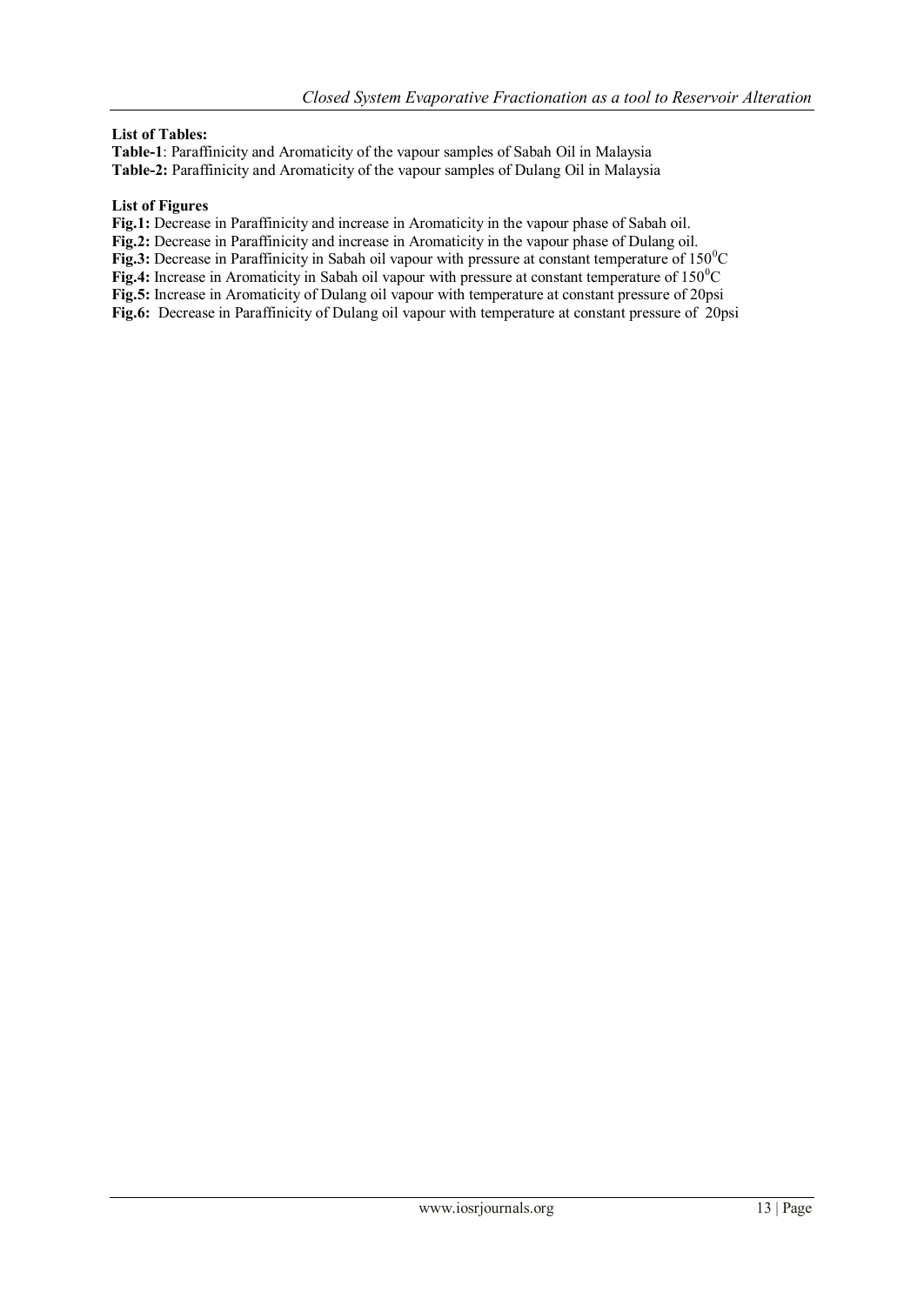**List of Tables:**

**Table-1**: Paraffinicity and Aromaticity of the vapour samples of Sabah Oil in Malaysia

**Table-2:** Paraffinicity and Aromaticity of the vapour samples of Dulang Oil in Malaysia

**List of Figures**

**Fig.1:** Decrease in Paraffinicity and increase in Aromaticity in the vapour phase of Sabah oil.

**Fig.2:** Decrease in Paraffinicity and increase in Aromaticity in the vapour phase of Dulang oil.

**Fig.3:** Decrease in Paraffinicity in Sabah oil vapour with pressure at constant temperature of $150^0$C

**Fig.4:** Increase in Aromaticity in Sabah oil vapour with pressure at constant temperature of $150^0$C

**Fig.5:** Increase in Aromaticity of Dulang oil vapour with temperature at constant pressure of 20psi

**Fig.6:** Decrease in Paraffinicity of Dulang oil vapour with temperature at constant pressure of 20psi